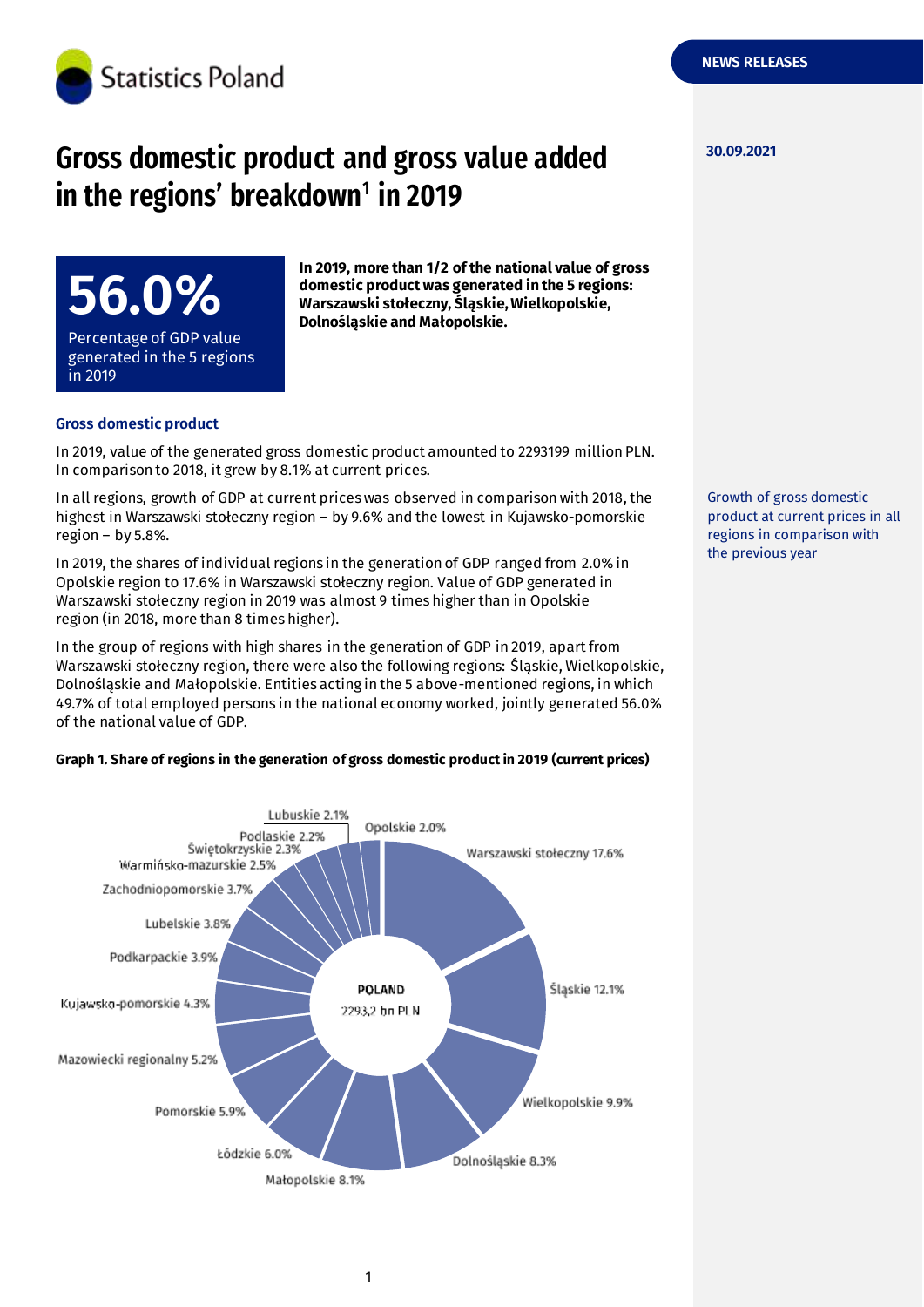# Gross domestic product and gross value added in the regions' breakdown[1] in 2019

30.09.2021

**56.0%**

Percentage of GDP value generated in the 5 regions in 2019

**In 2019, more than 1/2 of the national value of gross domestic product was generated in the 5 regions: Warszawski stołeczny, Śląskie, Wielkopolskie, Dolnośląskie and Małopolskie.**

## Gross domestic product

In 2019, value of the generated gross domestic product amounted to 2293199 million PLN. In comparison to 2018, it grew by 8.1% at current prices.

Growth of gross domestic product at current prices in all regions in comparison with the previous year

In all regions, growth of GDP at current prices was observed in comparison with 2018, the highest in Warszawski stołeczny region – by 9.6% and the lowest in Kujawsko-pomorskie region – by 5.8%.

In 2019, the shares of individual regions in the generation of GDP ranged from 2.0% in Opolskie region to 17.6% in Warszawski stołeczny region. Value of GDP generated in Warszawski stołeczny region in 2019 was almost 9 times higher than in Opolskie region (in 2018, more than 8 times higher).

In the group of regions with high shares in the generation of GDP in 2019, apart from Warszawski stołeczny region, there were also the following regions: Śląskie, Wielkopolskie, Dolnośląskie and Małopolskie. Entities acting in the 5 above-mentioned regions, in which 49.7% of total employed persons in the national economy worked, jointly generated 56.0% of the national value of GDP.

**Graph 1. Share of regions in the generation of gross domestic product in 2019 (current prices)**

POLAND 2293,2 bn PLN

| Region | Share |
|---|---|
| Warszawski stołeczny | 17.6% |
| Śląskie | 12.1% |
| Wielkopolskie | 9.9% |
| Dolnośląskie | 8.3% |
| Małopolskie | 8.1% |
| Łódzkie | 6.0% |
| Pomorskie | 5.9% |
| Mazowiecki regionalny | 5.2% |
| Kujawsko-pomorskie | 4.3% |
| Podkarpackie | 3.9% |
| Lubelskie | 3.8% |
| Zachodniopomorskie | 3.7% |
| Warmińsko-mazurskie | 2.5% |
| Świętokrzyskie | 2.3% |
| Podlaskie | 2.2% |
| Lubuskie | 2.1% |
| Opolskie | 2.0% |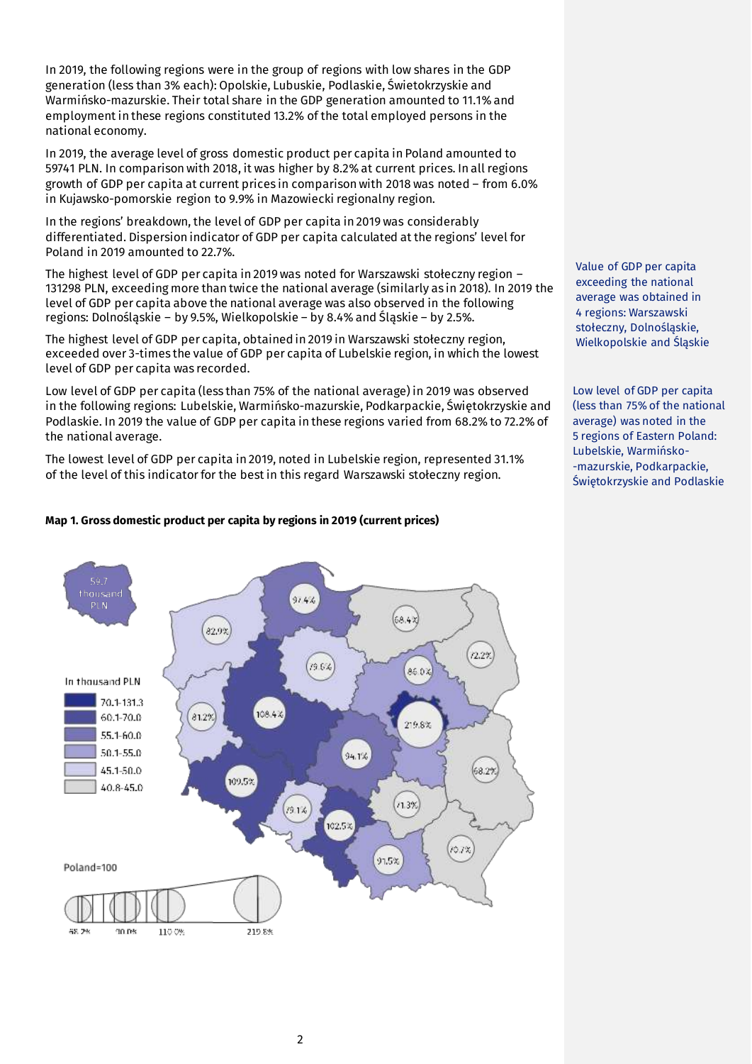In 2019, the following regions were in the group of regions with low shares in the GDP generation (less than 3% each): Opolskie, Lubuskie, Świetokrzyskie and Warmińsko-mazurskie. Their total share in the GDP generation amounted to 11.1% and employment in these regions constituted 13.2% of the total employed persons in the national economy.

In 2019, the average level of gross domestic product per capita in Poland amounted to 59741 PLN. In comparison with 2018, it was higher by 8.2% at current prices. In all regions growth of GDP per capita at current prices in comparison with 2018 was noted – from 6.0% in Kujawsko-pomorskie region to 9.9% in Mazowiecki regionalny region.

In the regions' breakdown, the level of GDP per capita in 2019 was considerably differentiated. Dispersion indicator of GDP per capita calculated at the regions' level for Poland in 2019 amounted to 22.7%.

The highest level of GDP per capita in 2019 was noted for Warszawski stołeczny region – 131298 PLN, exceeding more than twice the national average (similarly as in 2018). In 2019 the level of GDP per capita above the national average was also observed in the following regions: Dolnośląskie – by 9.5%, Wielkopolskie – by 8.4% and Śląskie – by 2.5%.

Value of GDP per capita exceeding the national average was obtained in 4 regions: Warszawski stołeczny, Dolnośląskie, Wielkopolskie and Śląskie

The highest level of GDP per capita, obtained in 2019 in Warszawski stołeczny region, exceeded over 3-times the value of GDP per capita of Lubelskie region, in which the lowest level of GDP per capita was recorded.

Low level of GDP per capita (less than 75% of the national average) in 2019 was observed in the following regions: Lubelskie, Warmińsko-mazurskie, Podkarpackie, Świętokrzyskie and Podlaskie. In 2019 the value of GDP per capita in these regions varied from 68.2% to 72.2% of the national average.

Low level of GDP per capita (less than 75% of the national average) was noted in the 5 regions of Eastern Poland: Lubelskie, Warmińsko--mazurskie, Podkarpackie, Świętokrzyskie and Podlaskie

The lowest level of GDP per capita in 2019, noted in Lubelskie region, represented 31.1% of the level of this indicator for the best in this regard Warszawski stołeczny region.

**Map 1. Gross domestic product per capita by regions in 2019 (current prices)**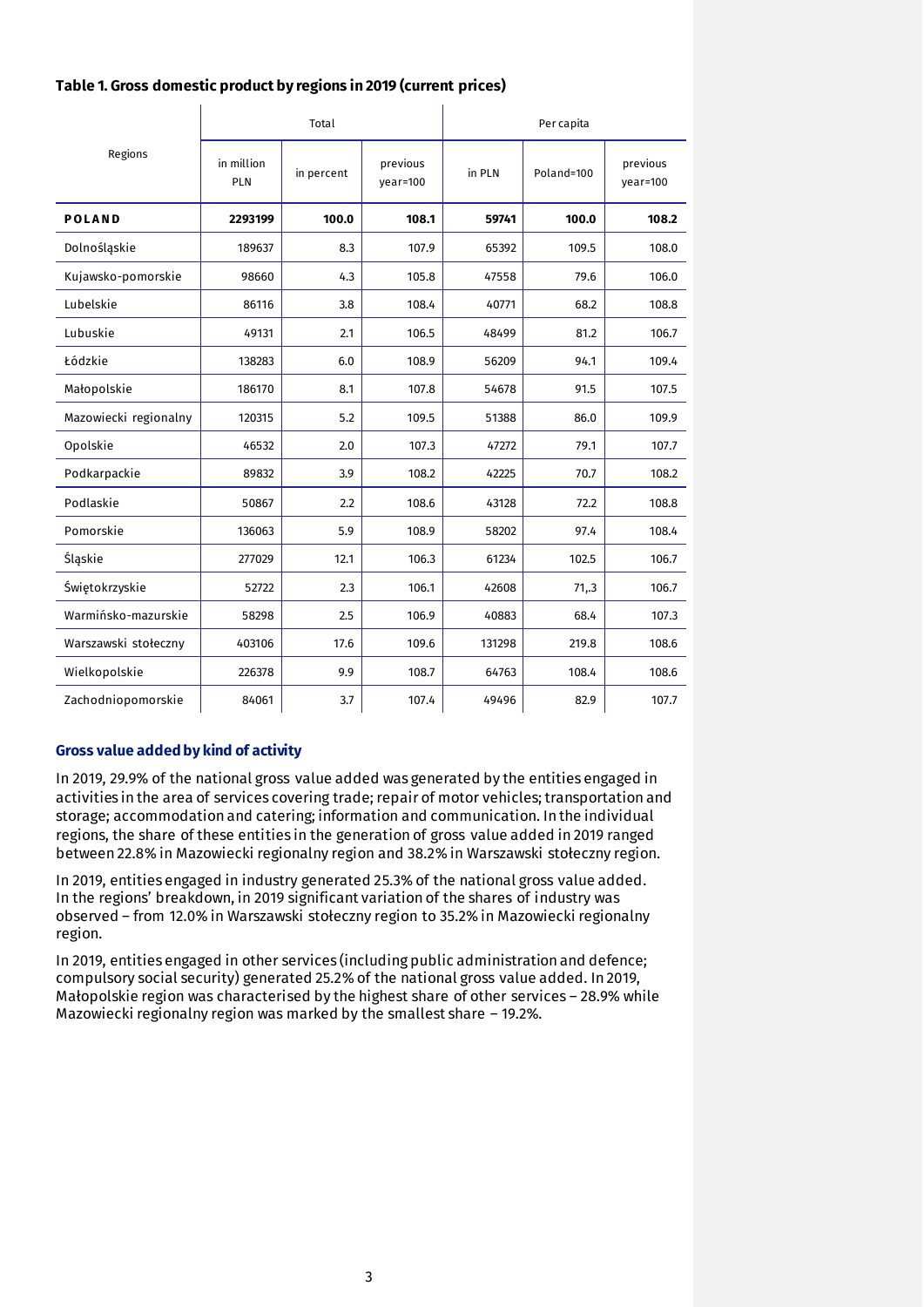**Table 1. Gross domestic product by regions in 2019 (current prices)**

| Regions | Total | | | Per capita | | |
|---|---|---|---|---|---|---|
| | in million PLN | in percent | previous year=100 | in PLN | Poland=100 | previous year=100 |
| **POLAND** | **2293199** | **100.0** | **108.1** | **59741** | **100.0** | **108.2** |
| Dolnośląskie | 189637 | 8.3 | 107.9 | 65392 | 109.5 | 108.0 |
| Kujawsko-pomorskie | 98660 | 4.3 | 105.8 | 47558 | 79.6 | 106.0 |
| Lubelskie | 86116 | 3.8 | 108.4 | 40771 | 68.2 | 108.8 |
| Lubuskie | 49131 | 2.1 | 106.5 | 48499 | 81.2 | 106.7 |
| Łódzkie | 138283 | 6.0 | 108.9 | 56209 | 94.1 | 109.4 |
| Małopolskie | 186170 | 8.1 | 107.8 | 54678 | 91.5 | 107.5 |
| Mazowiecki regionalny | 120315 | 5.2 | 109.5 | 51388 | 86.0 | 109.9 |
| Opolskie | 46532 | 2.0 | 107.3 | 47272 | 79.1 | 107.7 |
| Podkarpackie | 89832 | 3.9 | 108.2 | 42225 | 70.7 | 108.2 |
| Podlaskie | 50867 | 2.2 | 108.6 | 43128 | 72.2 | 108.8 |
| Pomorskie | 136063 | 5.9 | 108.9 | 58202 | 97.4 | 108.4 |
| Śląskie | 277029 | 12.1 | 106.3 | 61234 | 102.5 | 106.7 |
| Świętokrzyskie | 52722 | 2.3 | 106.1 | 42608 | 71,.3 | 106.7 |
| Warmińsko-mazurskie | 58298 | 2.5 | 106.9 | 40883 | 68.4 | 107.3 |
| Warszawski stołeczny | 403106 | 17.6 | 109.6 | 131298 | 219.8 | 108.6 |
| Wielkopolskie | 226378 | 9.9 | 108.7 | 64763 | 108.4 | 108.6 |
| Zachodniopomorskie | 84061 | 3.7 | 107.4 | 49496 | 82.9 | 107.7 |

## Gross value added by kind of activity

In 2019, 29.9% of the national gross value added was generated by the entities engaged in activities in the area of services covering trade; repair of motor vehicles; transportation and storage; accommodation and catering; information and communication. In the individual regions, the share of these entities in the generation of gross value added in 2019 ranged between 22.8% in Mazowiecki regionalny region and 38.2% in Warszawski stołeczny region.

In 2019, entities engaged in industry generated 25.3% of the national gross value added. In the regions' breakdown, in 2019 significant variation of the shares of industry was observed – from 12.0% in Warszawski stołeczny region to 35.2% in Mazowiecki regionalny region.

In 2019, entities engaged in other services (including public administration and defence; compulsory social security) generated 25.2% of the national gross value added. In 2019, Małopolskie region was characterised by the highest share of other services – 28.9% while Mazowiecki regionalny region was marked by the smallest share – 19.2%.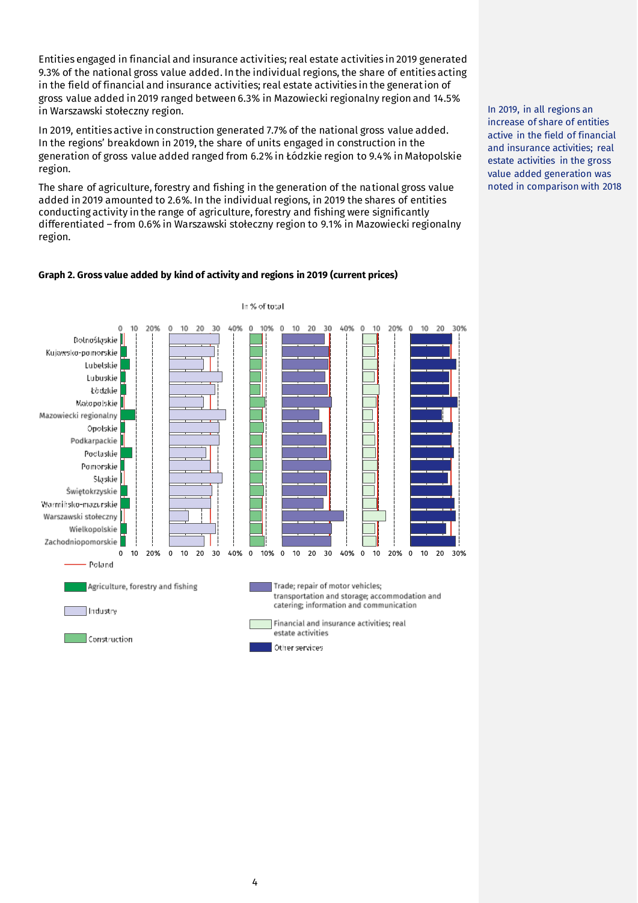Entities engaged in financial and insurance activities; real estate activities in 2019 generated 9.3% of the national gross value added. In the individual regions, the share of entities acting in the field of financial and insurance activities; real estate activities in the generation of gross value added in 2019 ranged between 6.3% in Mazowiecki regionalny region and 14.5% in Warszawski stołeczny region.

In 2019, entities active in construction generated 7.7% of the national gross value added. In the regions' breakdown in 2019, the share of units engaged in construction in the generation of gross value added ranged from 6.2% in Łódzkie region to 9.4% in Małopolskie region.

The share of agriculture, forestry and fishing in the generation of the national gross value added in 2019 amounted to 2.6%. In the individual regions, in 2019 the shares of entities conducting activity in the range of agriculture, forestry and fishing were significantly differentiated – from 0.6% in Warszawski stołeczny region to 9.1% in Mazowiecki regionalny region.

In 2019, in all regions an increase of share of entities active in the field of financial and insurance activities; real estate activities in the gross value added generation was noted in comparison with 2018

**Graph 2. Gross value added by kind of activity and regions in 2019 (current prices)**

In % of total

Regions: Dolnośląskie, Kujawsko-pomorskie, Lubelskie, Lubuskie, Łódzkie, Małopolskie, Mazowiecki regionalny, Opolskie, Podkarpackie, Podlaskie, Pomorskie, Śląskie, Świętokrzyskie, Warmińsko-mazurskie, Warszawski stołeczny, Wielkopolskie, Zachodniopomorskie

Legend: Poland; Agriculture, forestry and fishing; Industry; Construction; Trade; repair of motor vehicles; transportation and storage; accommodation and catering; information and communication; Financial and insurance activities; real estate activities; Other services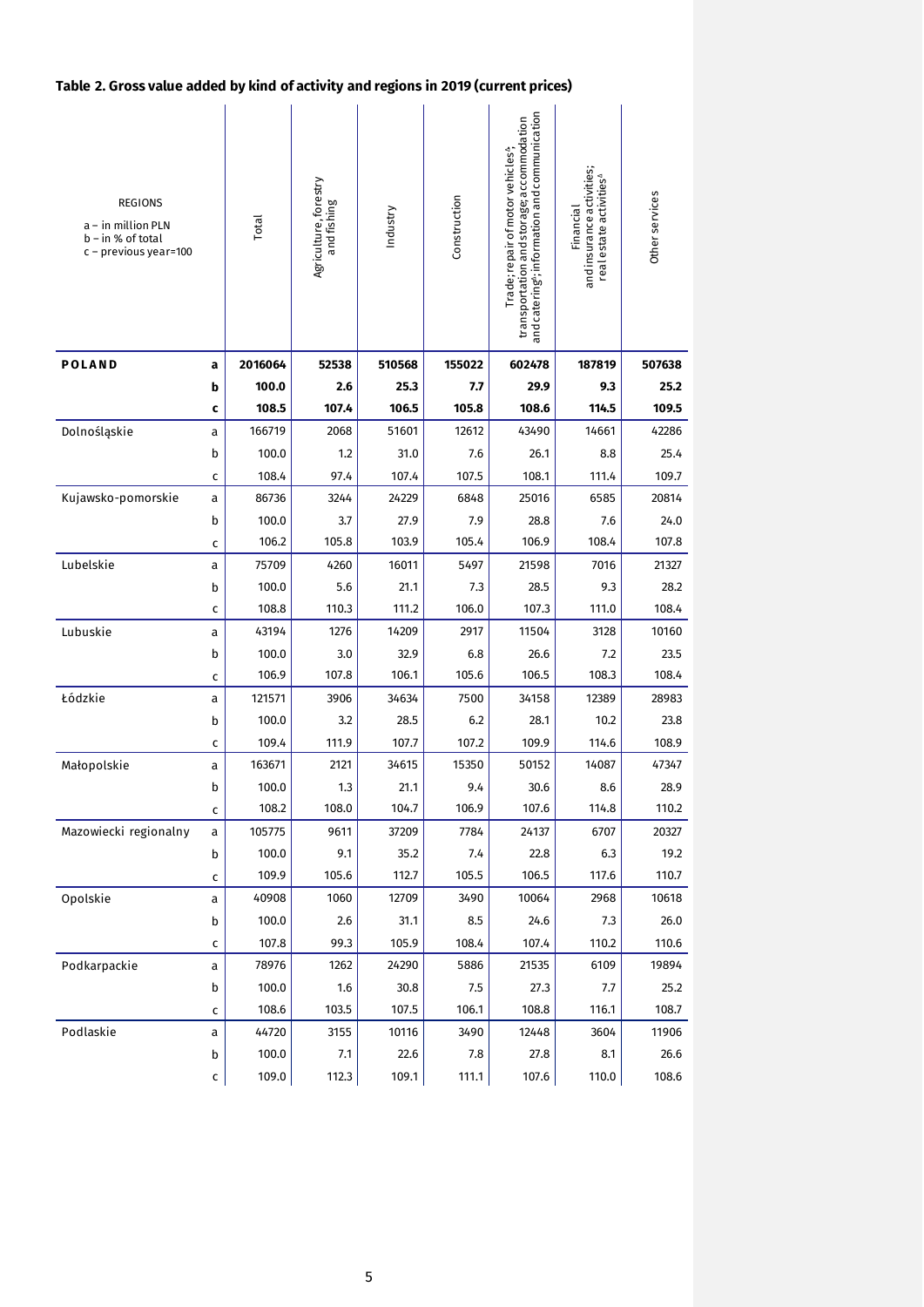### Table 2. Gross value added by kind of activity and regions in 2019 (current prices)

| REGIONS<br>a – in million PLN<br>b – in % of total<br>c – previous year=100 | | Total | Agriculture, forestry and fishing | Industry | Construction | Trade; repair of motor vehicles[Δ]; transportation and storage; accommodation and catering[Δ]; information and communication | Financial and insurance activities; real estate activities[Δ] | Other services |
|---|---|---|---|---|---|---|---|---|
| **POLAND** | **a** | **2016064** | **52538** | **510568** | **155022** | **602478** | **187819** | **507638** |
| | **b** | **100.0** | **2.6** | **25.3** | **7.7** | **29.9** | **9.3** | **25.2** |
| | **c** | **108.5** | **107.4** | **106.5** | **105.8** | **108.6** | **114.5** | **109.5** |
| Dolnośląskie | a | 166719 | 2068 | 51601 | 12612 | 43490 | 14661 | 42286 |
| | b | 100.0 | 1.2 | 31.0 | 7.6 | 26.1 | 8.8 | 25.4 |
| | c | 108.4 | 97.4 | 107.4 | 107.5 | 108.1 | 111.4 | 109.7 |
| Kujawsko-pomorskie | a | 86736 | 3244 | 24229 | 6848 | 25016 | 6585 | 20814 |
| | b | 100.0 | 3.7 | 27.9 | 7.9 | 28.8 | 7.6 | 24.0 |
| | c | 106.2 | 105.8 | 103.9 | 105.4 | 106.9 | 108.4 | 107.8 |
| Lubelskie | a | 75709 | 4260 | 16011 | 5497 | 21598 | 7016 | 21327 |
| | b | 100.0 | 5.6 | 21.1 | 7.3 | 28.5 | 9.3 | 28.2 |
| | c | 108.8 | 110.3 | 111.2 | 106.0 | 107.3 | 111.0 | 108.4 |
| Lubuskie | a | 43194 | 1276 | 14209 | 2917 | 11504 | 3128 | 10160 |
| | b | 100.0 | 3.0 | 32.9 | 6.8 | 26.6 | 7.2 | 23.5 |
| | c | 106.9 | 107.8 | 106.1 | 105.6 | 106.5 | 108.3 | 108.4 |
| Łódzkie | a | 121571 | 3906 | 34634 | 7500 | 34158 | 12389 | 28983 |
| | b | 100.0 | 3.2 | 28.5 | 6.2 | 28.1 | 10.2 | 23.8 |
| | c | 109.4 | 111.9 | 107.7 | 107.2 | 109.9 | 114.6 | 108.9 |
| Małopolskie | a | 163671 | 2121 | 34615 | 15350 | 50152 | 14087 | 47347 |
| | b | 100.0 | 1.3 | 21.1 | 9.4 | 30.6 | 8.6 | 28.9 |
| | c | 108.2 | 108.0 | 104.7 | 106.9 | 107.6 | 114.8 | 110.2 |
| Mazowiecki regionalny | a | 105775 | 9611 | 37209 | 7784 | 24137 | 6707 | 20327 |
| | b | 100.0 | 9.1 | 35.2 | 7.4 | 22.8 | 6.3 | 19.2 |
| | c | 109.9 | 105.6 | 112.7 | 105.5 | 106.5 | 117.6 | 110.7 |
| Opolskie | a | 40908 | 1060 | 12709 | 3490 | 10064 | 2968 | 10618 |
| | b | 100.0 | 2.6 | 31.1 | 8.5 | 24.6 | 7.3 | 26.0 |
| | c | 107.8 | 99.3 | 105.9 | 108.4 | 107.4 | 110.2 | 110.6 |
| Podkarpackie | a | 78976 | 1262 | 24290 | 5886 | 21535 | 6109 | 19894 |
| | b | 100.0 | 1.6 | 30.8 | 7.5 | 27.3 | 7.7 | 25.2 |
| | c | 108.6 | 103.5 | 107.5 | 106.1 | 108.8 | 116.1 | 108.7 |
| Podlaskie | a | 44720 | 3155 | 10116 | 3490 | 12448 | 3604 | 11906 |
| | b | 100.0 | 7.1 | 22.6 | 7.8 | 27.8 | 8.1 | 26.6 |
| | c | 109.0 | 112.3 | 109.1 | 111.1 | 107.6 | 110.0 | 108.6 |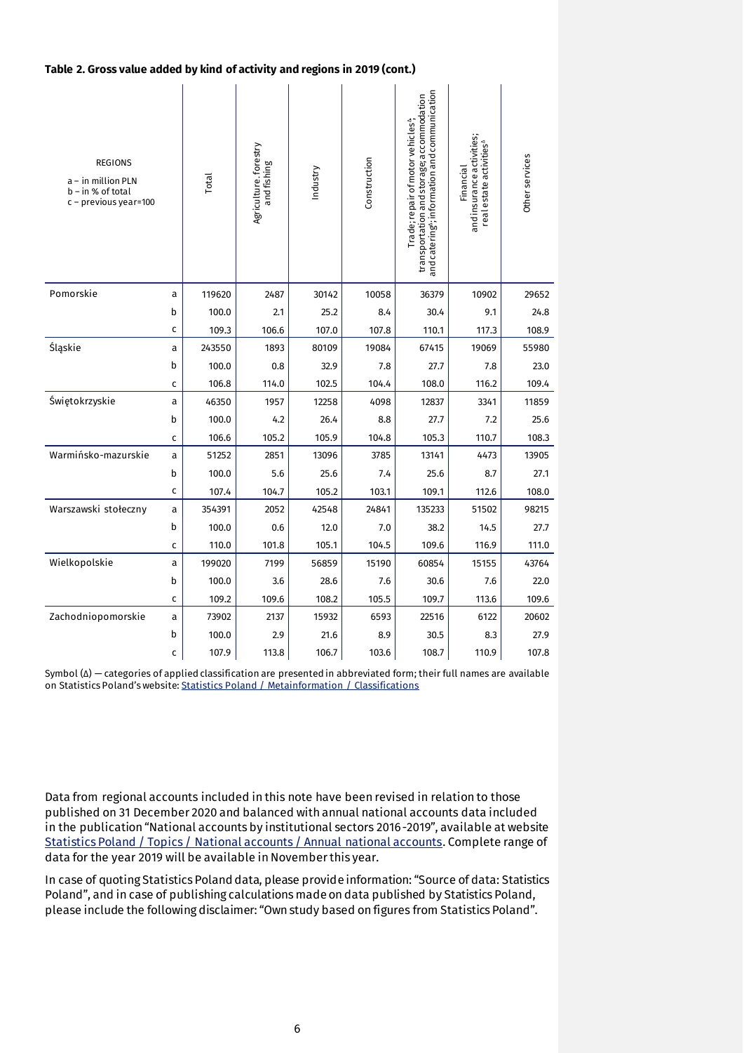**Table 2. Gross value added by kind of activity and regions in 2019 (cont.)**

| REGIONS<br>a – in million PLN<br>b – in % of total<br>c – previous year=100 | | Total | Agriculture, forestry and fishing | Industry | Construction | Trade; repair of motor vehicles[Δ] transportation and storage; accommodation and catering[Δ]; information and communication | Financial and insurance activities; real estate activities[Δ] | Other services |
|---|---|---|---|---|---|---|---|---|
| Pomorskie | a | 119620 | 2487 | 30142 | 10058 | 36379 | 10902 | 29652 |
| | b | 100.0 | 2.1 | 25.2 | 8.4 | 30.4 | 9.1 | 24.8 |
| | c | 109.3 | 106.6 | 107.0 | 107.8 | 110.1 | 117.3 | 108.9 |
| Śląskie | a | 243550 | 1893 | 80109 | 19084 | 67415 | 19069 | 55980 |
| | b | 100.0 | 0.8 | 32.9 | 7.8 | 27.7 | 7.8 | 23.0 |
| | c | 106.8 | 114.0 | 102.5 | 104.4 | 108.0 | 116.2 | 109.4 |
| Świętokrzyskie | a | 46350 | 1957 | 12258 | 4098 | 12837 | 3341 | 11859 |
| | b | 100.0 | 4.2 | 26.4 | 8.8 | 27.7 | 7.2 | 25.6 |
| | c | 106.6 | 105.2 | 105.9 | 104.8 | 105.3 | 110.7 | 108.3 |
| Warmińsko-mazurskie | a | 51252 | 2851 | 13096 | 3785 | 13141 | 4473 | 13905 |
| | b | 100.0 | 5.6 | 25.6 | 7.4 | 25.6 | 8.7 | 27.1 |
| | c | 107.4 | 104.7 | 105.2 | 103.1 | 109.1 | 112.6 | 108.0 |
| Warszawski stołeczny | a | 354391 | 2052 | 42548 | 24841 | 135233 | 51502 | 98215 |
| | b | 100.0 | 0.6 | 12.0 | 7.0 | 38.2 | 14.5 | 27.7 |
| | c | 110.0 | 101.8 | 105.1 | 104.5 | 109.6 | 116.9 | 111.0 |
| Wielkopolskie | a | 199020 | 7199 | 56859 | 15190 | 60854 | 15155 | 43764 |
| | b | 100.0 | 3.6 | 28.6 | 7.6 | 30.6 | 7.6 | 22.0 |
| | c | 109.2 | 109.6 | 108.2 | 105.5 | 109.7 | 113.6 | 109.6 |
| Zachodniopomorskie | a | 73902 | 2137 | 15932 | 6593 | 22516 | 6122 | 20602 |
| | b | 100.0 | 2.9 | 21.6 | 8.9 | 30.5 | 8.3 | 27.9 |
| | c | 107.9 | 113.8 | 106.7 | 103.6 | 108.7 | 110.9 | 107.8 |

Symbol (Δ) — categories of applied classification are presented in abbreviated form; their full names are available on Statistics Poland's website: Statistics Poland / Metainformation / Classifications

Data from regional accounts included in this note have been revised in relation to those published on 31 December 2020 and balanced with annual national accounts data included in the publication "National accounts by institutional sectors 2016-2019", available at website Statistics Poland / Topics / National accounts / Annual national accounts. Complete range of data for the year 2019 will be available in November this year.

In case of quoting Statistics Poland data, please provide information: "Source of data: Statistics Poland", and in case of publishing calculations made on data published by Statistics Poland, please include the following disclaimer: "Own study based on figures from Statistics Poland".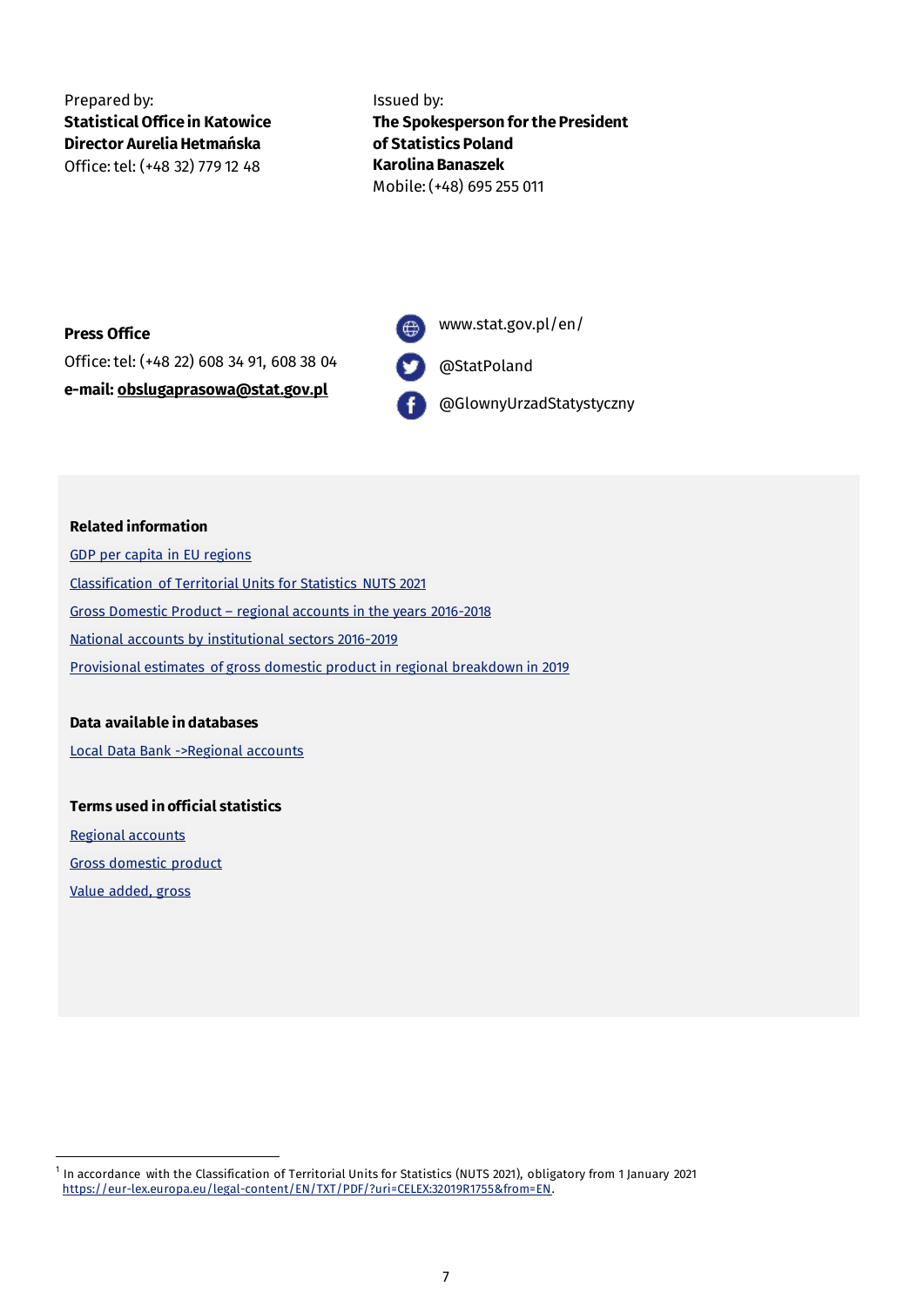Prepared by:
**Statistical Office in Katowice**
**Director Aurelia Hetmańska**
Office: tel: (+48 32) 779 12 48

Issued by:
**The Spokesperson for the President of Statistics Poland**
**Karolina Banaszek**
Mobile: (+48) 695 255 011

**Press Office**
Office: tel: (+48 22) 608 34 91, 608 38 04
**e-mail: obslugaprasowa@stat.gov.pl**

www.stat.gov.pl/en/
@StatPoland
@GlownyUrzadStatystyczny

**Related information**

GDP per capita in EU regions
Classification of Territorial Units for Statistics NUTS 2021
Gross Domestic Product – regional accounts in the years 2016-2018
National accounts by institutional sectors 2016-2019
Provisional estimates of gross domestic product in regional breakdown in 2019

**Data available in databases**

Local Data Bank ->Regional accounts

**Terms used in official statistics**

Regional accounts
Gross domestic product
Value added, gross

[1] In accordance with the Classification of Territorial Units for Statistics (NUTS 2021), obligatory from 1 January 2021 https://eur-lex.europa.eu/legal-content/EN/TXT/PDF/?uri=CELEX:32019R1755&from=EN.